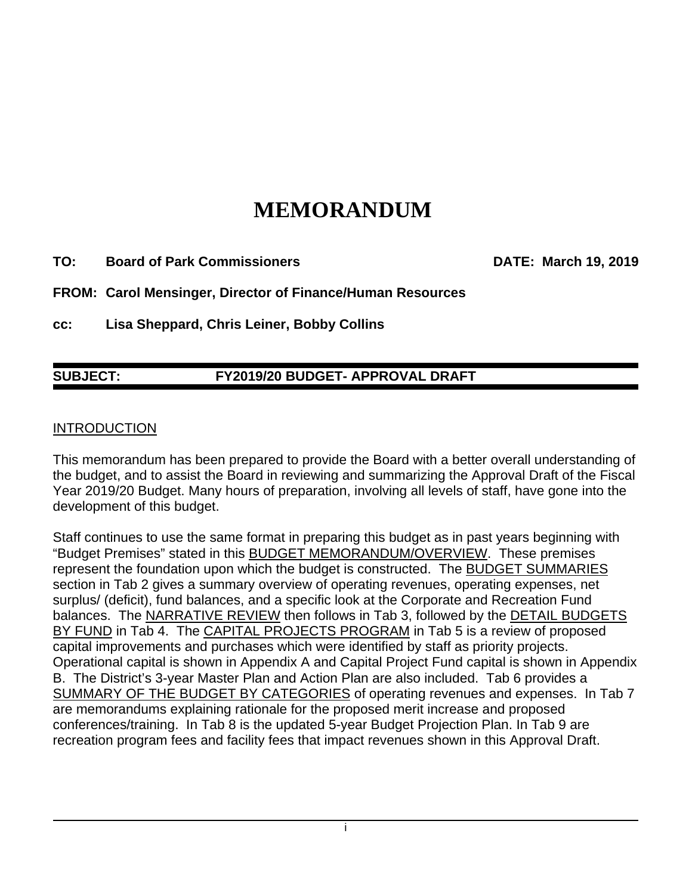# MEMORANDUM

**TO:** **Board of Park Commissioners** **DATE: March 19, 2019**

**FROM: Carol Mensinger, Director of Finance/Human Resources**

**cc:** **Lisa Sheppard, Chris Leiner, Bobby Collins**

---

**SUBJECT:** **FY2019/20 BUDGET- APPROVAL DRAFT**

---

<u>INTRODUCTION</u>

This memorandum has been prepared to provide the Board with a better overall understanding of the budget, and to assist the Board in reviewing and summarizing the Approval Draft of the Fiscal Year 2019/20 Budget. Many hours of preparation, involving all levels of staff, have gone into the development of this budget.

Staff continues to use the same format in preparing this budget as in past years beginning with "Budget Premises" stated in this <u>BUDGET MEMORANDUM/OVERVIEW</u>. These premises represent the foundation upon which the budget is constructed. The <u>BUDGET SUMMARIES</u> section in Tab 2 gives a summary overview of operating revenues, operating expenses, net surplus/ (deficit), fund balances, and a specific look at the Corporate and Recreation Fund balances. The <u>NARRATIVE REVIEW</u> then follows in Tab 3, followed by the <u>DETAIL BUDGETS BY FUND</u> in Tab 4. The <u>CAPITAL PROJECTS PROGRAM</u> in Tab 5 is a review of proposed capital improvements and purchases which were identified by staff as priority projects. Operational capital is shown in Appendix A and Capital Project Fund capital is shown in Appendix B. The District's 3-year Master Plan and Action Plan are also included. Tab 6 provides a <u>SUMMARY OF THE BUDGET BY CATEGORIES</u> of operating revenues and expenses. In Tab 7 are memorandums explaining rationale for the proposed merit increase and proposed conferences/training. In Tab 8 is the updated 5-year Budget Projection Plan. In Tab 9 are recreation program fees and facility fees that impact revenues shown in this Approval Draft.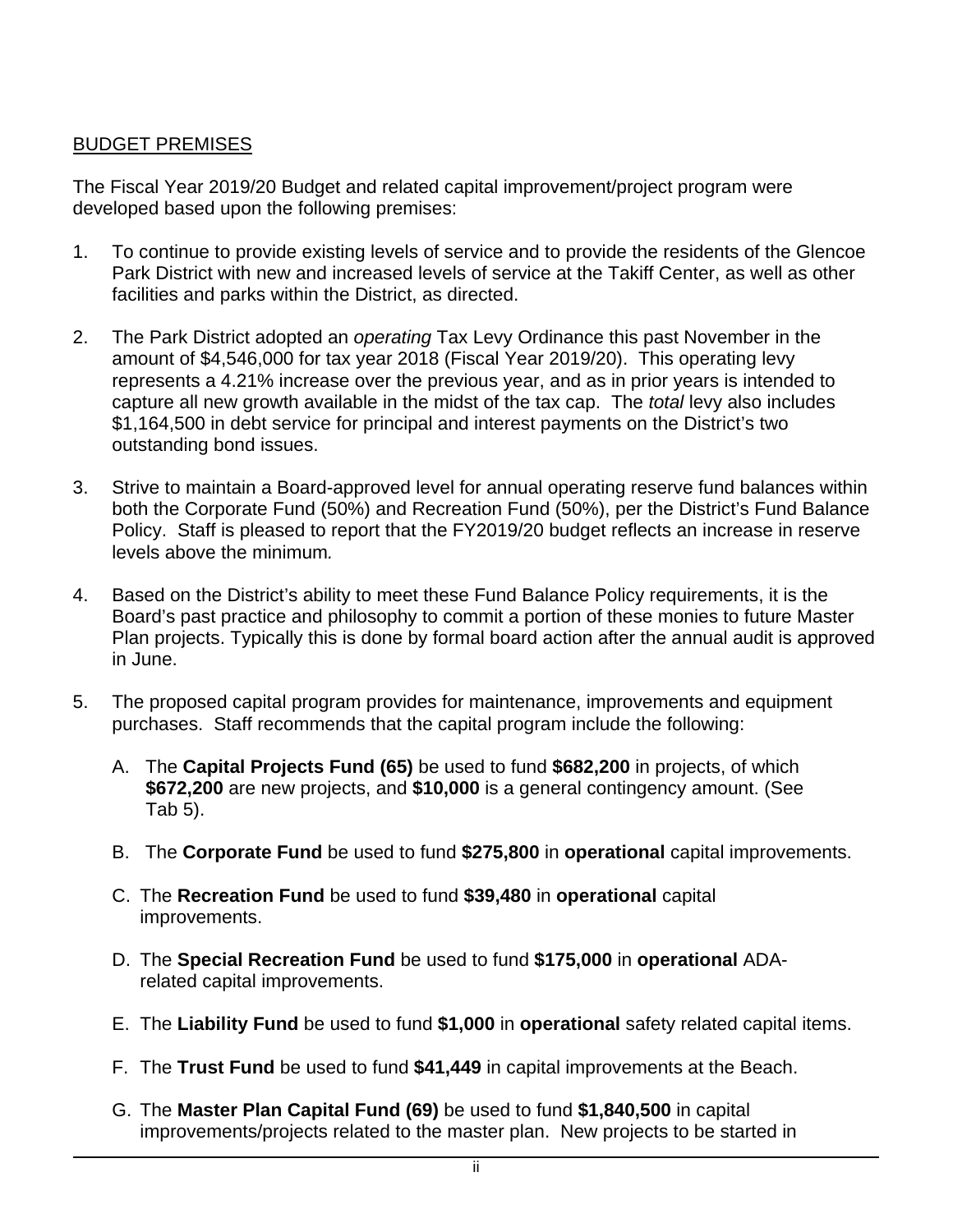BUDGET PREMISES

The Fiscal Year 2019/20 Budget and related capital improvement/project program were developed based upon the following premises:

1. To continue to provide existing levels of service and to provide the residents of the Glencoe Park District with new and increased levels of service at the Takiff Center, as well as other facilities and parks within the District, as directed.

2. The Park District adopted an *operating* Tax Levy Ordinance this past November in the amount of $4,546,000 for tax year 2018 (Fiscal Year 2019/20). This operating levy represents a 4.21% increase over the previous year, and as in prior years is intended to capture all new growth available in the midst of the tax cap. The *total* levy also includes $1,164,500 in debt service for principal and interest payments on the District's two outstanding bond issues.

3. Strive to maintain a Board-approved level for annual operating reserve fund balances within both the Corporate Fund (50%) and Recreation Fund (50%), per the District's Fund Balance Policy. Staff is pleased to report that the FY2019/20 budget reflects an increase in reserve levels above the minimum.

4. Based on the District's ability to meet these Fund Balance Policy requirements, it is the Board's past practice and philosophy to commit a portion of these monies to future Master Plan projects. Typically this is done by formal board action after the annual audit is approved in June.

5. The proposed capital program provides for maintenance, improvements and equipment purchases. Staff recommends that the capital program include the following:

   A. The **Capital Projects Fund (65)** be used to fund **$682,200** in projects, of which **$672,200** are new projects, and **$10,000** is a general contingency amount. (See Tab 5).

   B. The **Corporate Fund** be used to fund **$275,800** in **operational** capital improvements.

   C. The **Recreation Fund** be used to fund **$39,480** in **operational** capital improvements.

   D. The **Special Recreation Fund** be used to fund **$175,000** in **operational** ADA-related capital improvements.

   E. The **Liability Fund** be used to fund **$1,000** in **operational** safety related capital items.

   F. The **Trust Fund** be used to fund **$41,449** in capital improvements at the Beach.

   G. The **Master Plan Capital Fund (69)** be used to fund **$1,840,500** in capital improvements/projects related to the master plan. New projects to be started in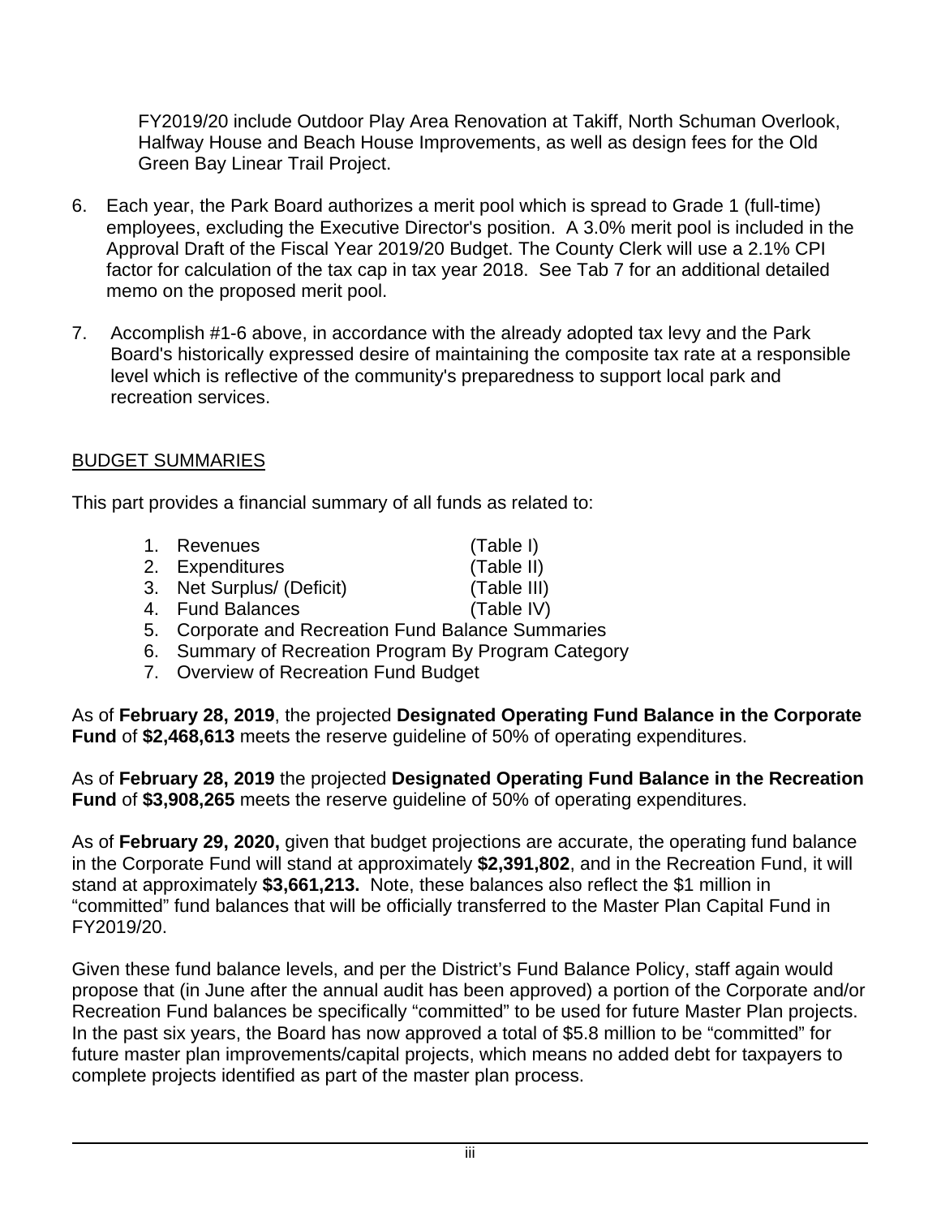FY2019/20 include Outdoor Play Area Renovation at Takiff, North Schuman Overlook, Halfway House and Beach House Improvements, as well as design fees for the Old Green Bay Linear Trail Project.

6. Each year, the Park Board authorizes a merit pool which is spread to Grade 1 (full-time) employees, excluding the Executive Director's position. A 3.0% merit pool is included in the Approval Draft of the Fiscal Year 2019/20 Budget. The County Clerk will use a 2.1% CPI factor for calculation of the tax cap in tax year 2018. See Tab 7 for an additional detailed memo on the proposed merit pool.

7. Accomplish #1-6 above, in accordance with the already adopted tax levy and the Park Board's historically expressed desire of maintaining the composite tax rate at a responsible level which is reflective of the community's preparedness to support local park and recreation services.

## BUDGET SUMMARIES

This part provides a financial summary of all funds as related to:

1. Revenues (Table I)
2. Expenditures (Table II)
3. Net Surplus/ (Deficit) (Table III)
4. Fund Balances (Table IV)
5. Corporate and Recreation Fund Balance Summaries
6. Summary of Recreation Program By Program Category
7. Overview of Recreation Fund Budget

As of **February 28, 2019**, the projected **Designated Operating Fund Balance in the Corporate Fund** of **$2,468,613** meets the reserve guideline of 50% of operating expenditures.

As of **February 28, 2019** the projected **Designated Operating Fund Balance in the Recreation Fund** of **$3,908,265** meets the reserve guideline of 50% of operating expenditures.

As of **February 29, 2020,** given that budget projections are accurate, the operating fund balance in the Corporate Fund will stand at approximately **$2,391,802**, and in the Recreation Fund, it will stand at approximately **$3,661,213.** Note, these balances also reflect the $1 million in "committed" fund balances that will be officially transferred to the Master Plan Capital Fund in FY2019/20.

Given these fund balance levels, and per the District's Fund Balance Policy, staff again would propose that (in June after the annual audit has been approved) a portion of the Corporate and/or Recreation Fund balances be specifically "committed" to be used for future Master Plan projects. In the past six years, the Board has now approved a total of $5.8 million to be "committed" for future master plan improvements/capital projects, which means no added debt for taxpayers to complete projects identified as part of the master plan process.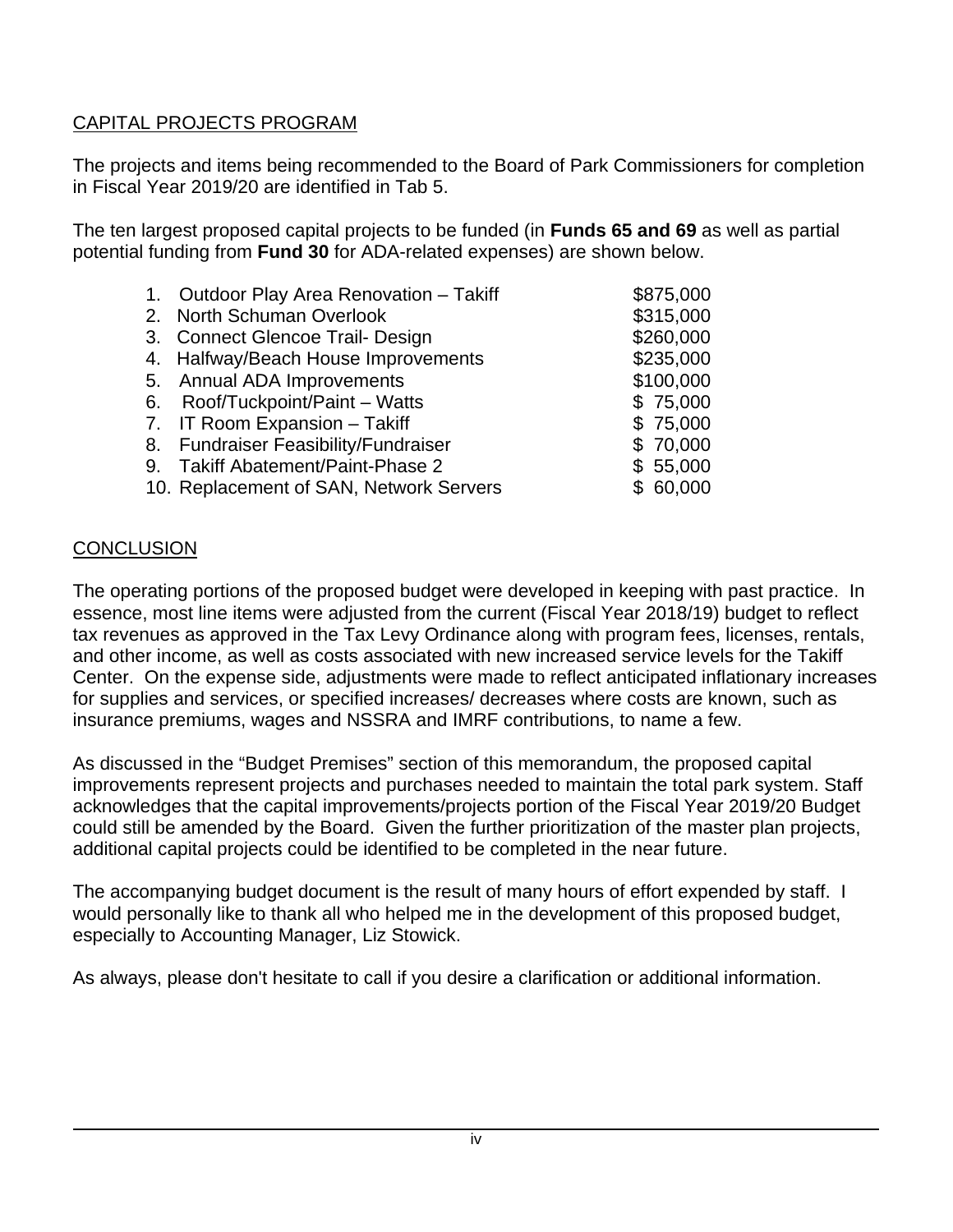## CAPITAL PROJECTS PROGRAM

The projects and items being recommended to the Board of Park Commissioners for completion in Fiscal Year 2019/20 are identified in Tab 5.

The ten largest proposed capital projects to be funded (in **Funds 65 and 69** as well as partial potential funding from **Fund 30** for ADA-related expenses) are shown below.

| | |
|---|---|
| 1. Outdoor Play Area Renovation – Takiff | \$875,000 |
| 2. North Schuman Overlook | \$315,000 |
| 3. Connect Glencoe Trail- Design | \$260,000 |
| 4. Halfway/Beach House Improvements | \$235,000 |
| 5. Annual ADA Improvements | \$100,000 |
| 6. Roof/Tuckpoint/Paint – Watts | \$ 75,000 |
| 7. IT Room Expansion – Takiff | \$ 75,000 |
| 8. Fundraiser Feasibility/Fundraiser | \$ 70,000 |
| 9. Takiff Abatement/Paint-Phase 2 | \$ 55,000 |
| 10. Replacement of SAN, Network Servers | \$ 60,000 |

## CONCLUSION

The operating portions of the proposed budget were developed in keeping with past practice. In essence, most line items were adjusted from the current (Fiscal Year 2018/19) budget to reflect tax revenues as approved in the Tax Levy Ordinance along with program fees, licenses, rentals, and other income, as well as costs associated with new increased service levels for the Takiff Center. On the expense side, adjustments were made to reflect anticipated inflationary increases for supplies and services, or specified increases/ decreases where costs are known, such as insurance premiums, wages and NSSRA and IMRF contributions, to name a few.

As discussed in the "Budget Premises" section of this memorandum, the proposed capital improvements represent projects and purchases needed to maintain the total park system. Staff acknowledges that the capital improvements/projects portion of the Fiscal Year 2019/20 Budget could still be amended by the Board. Given the further prioritization of the master plan projects, additional capital projects could be identified to be completed in the near future.

The accompanying budget document is the result of many hours of effort expended by staff. I would personally like to thank all who helped me in the development of this proposed budget, especially to Accounting Manager, Liz Stowick.

As always, please don't hesitate to call if you desire a clarification or additional information.